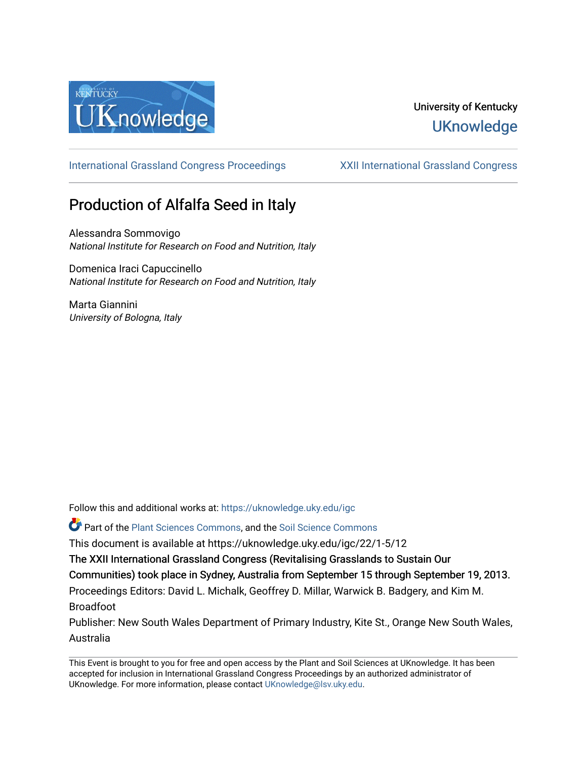University of Kentucky

UKnowledge

International Grassland Congress Proceedings | XXII International Grassland Congress

# Production of Alfalfa Seed in Italy

Alessandra Sommovigo
*National Institute for Research on Food and Nutrition, Italy*

Domenica Iraci Capuccinello
*National Institute for Research on Food and Nutrition, Italy*

Marta Giannini
*University of Bologna, Italy*

Follow this and additional works at: https://uknowledge.uky.edu/igc

Part of the Plant Sciences Commons, and the Soil Science Commons

This document is available at https://uknowledge.uky.edu/igc/22/1-5/12

The XXII International Grassland Congress (Revitalising Grasslands to Sustain Our Communities) took place in Sydney, Australia from September 15 through September 19, 2013.

Proceedings Editors: David L. Michalk, Geoffrey D. Millar, Warwick B. Badgery, and Kim M. Broadfoot

Publisher: New South Wales Department of Primary Industry, Kite St., Orange New South Wales, Australia

This Event is brought to you for free and open access by the Plant and Soil Sciences at UKnowledge. It has been accepted for inclusion in International Grassland Congress Proceedings by an authorized administrator of UKnowledge. For more information, please contact UKnowledge@lsv.uky.edu.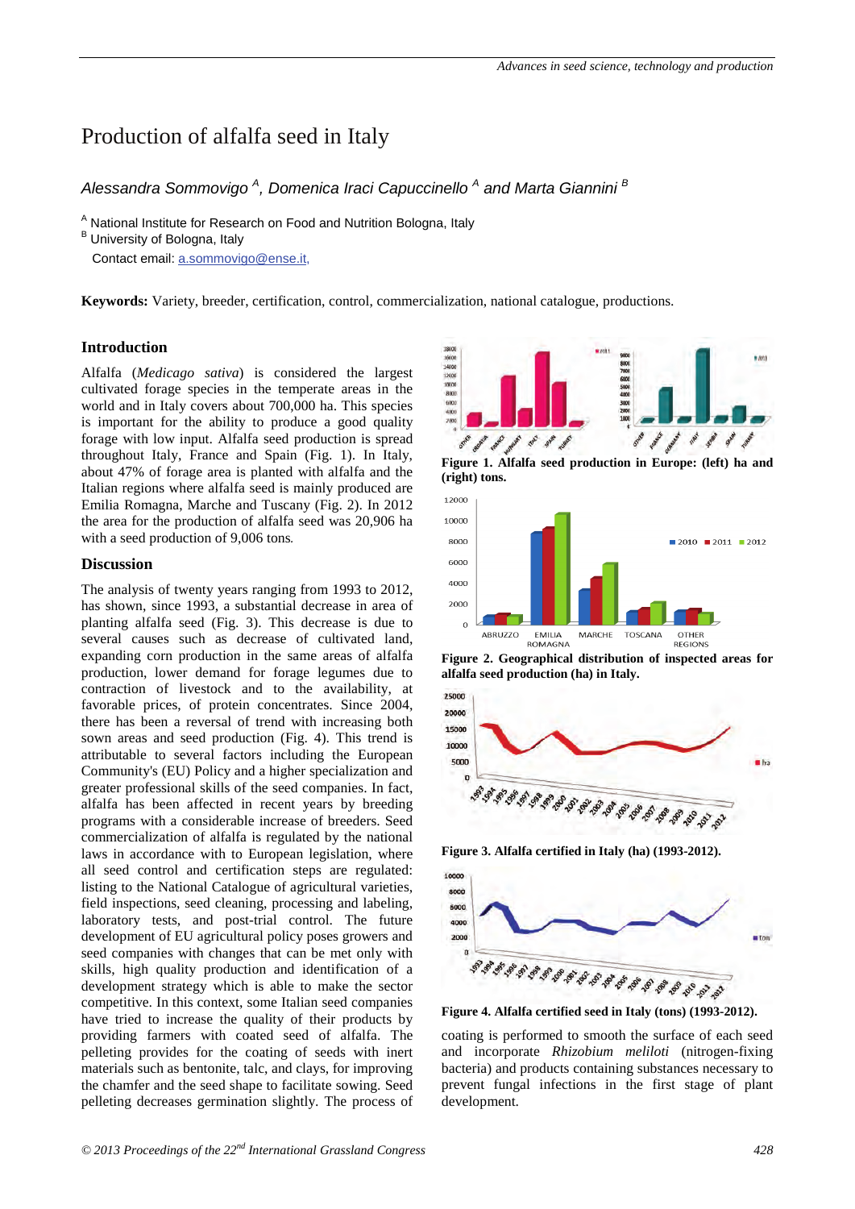# Production of alfalfa seed in Italy

*Alessandra Sommovigo* [A]*, Domenica Iraci Capuccinello* [A] *and Marta Giannini* [B]

[A] National Institute for Research on Food and Nutrition Bologna, Italy
[B] University of Bologna, Italy
Contact email: a.sommovigo@ense.it,

**Keywords:** Variety, breeder, certification, control, commercialization, national catalogue, productions.

## Introduction

Alfalfa (*Medicago sativa*) is considered the largest cultivated forage species in the temperate areas in the world and in Italy covers about 700,000 ha. This species is important for the ability to produce a good quality forage with low input. Alfalfa seed production is spread throughout Italy, France and Spain (Fig. 1). In Italy, about 47% of forage area is planted with alfalfa and the Italian regions where alfalfa seed is mainly produced are Emilia Romagna, Marche and Tuscany (Fig. 2). In 2012 the area for the production of alfalfa seed was 20,906 ha with a seed production of 9,006 tons*.*

## Discussion

The analysis of twenty years ranging from 1993 to 2012, has shown, since 1993, a substantial decrease in area of planting alfalfa seed (Fig. 3). This decrease is due to several causes such as decrease of cultivated land, expanding corn production in the same areas of alfalfa production, lower demand for forage legumes due to contraction of livestock and to the availability, at favorable prices, of protein concentrates. Since 2004, there has been a reversal of trend with increasing both sown areas and seed production (Fig. 4). This trend is attributable to several factors including the European Community's (EU) Policy and a higher specialization and greater professional skills of the seed companies. In fact, alfalfa has been affected in recent years by breeding programs with a considerable increase of breeders. Seed commercialization of alfalfa is regulated by the national laws in accordance with to European legislation, where all seed control and certification steps are regulated: listing to the National Catalogue of agricultural varieties, field inspections, seed cleaning, processing and labeling, laboratory tests, and post-trial control. The future development of EU agricultural policy poses growers and seed companies with changes that can be met only with skills, high quality production and identification of a development strategy which is able to make the sector competitive. In this context, some Italian seed companies have tried to increase the quality of their products by providing farmers with coated seed of alfalfa. The pelleting provides for the coating of seeds with inert materials such as bentonite, talc, and clays, for improving the chamfer and the seed shape to facilitate sowing. Seed pelleting decreases germination slightly. The process of coating is performed to smooth the surface of each seed and incorporate *Rhizobium meliloti* (nitrogen-fixing bacteria) and products containing substances necessary to prevent fungal infections in the first stage of plant development.

**Figure 1. Alfalfa seed production in Europe: (left) ha and (right) tons.**

**Figure 2. Geographical distribution of inspected areas for alfalfa seed production (ha) in Italy.**

**Figure 3. Alfalfa certified in Italy (ha) (1993-2012).**

**Figure 4. Alfalfa certified seed in Italy (tons) (1993-2012).**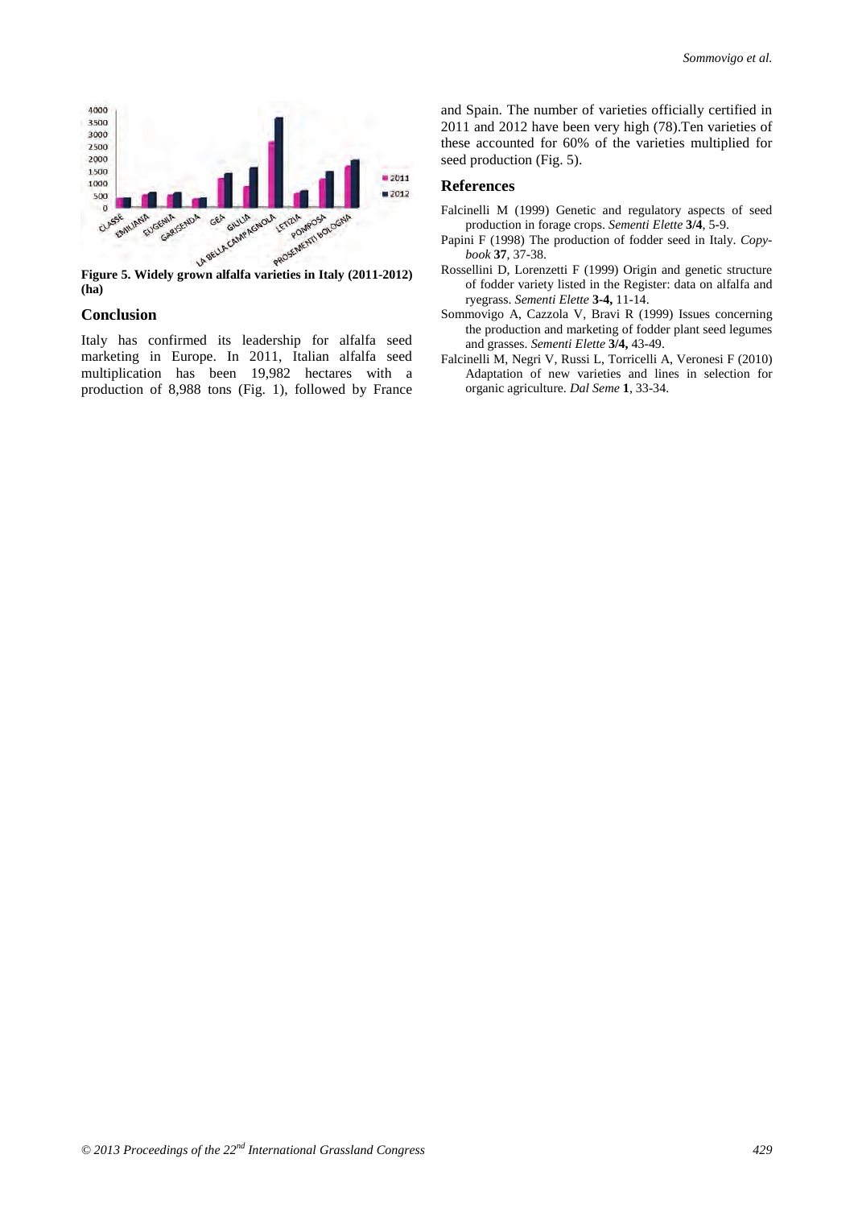4000
3500
3000
2500
2000
1500
1000
500
0

CLASSE EMILIANA EUGENIA GARISENDA GEA GIULIA LA BELLA CAMPAGNOLA LETIZIA POMPOSA PROSEMENTI BOLOGNA

2011
2012

**Figure 5. Widely grown alfalfa varieties in Italy (2011-2012) (ha)**

## Conclusion

Italy has confirmed its leadership for alfalfa seed marketing in Europe. In 2011, Italian alfalfa seed multiplication has been 19,982 hectares with a production of 8,988 tons (Fig. 1), followed by France and Spain. The number of varieties officially certified in 2011 and 2012 have been very high (78).Ten varieties of these accounted for 60% of the varieties multiplied for seed production (Fig. 5).

## References

Falcinelli M (1999) Genetic and regulatory aspects of seed production in forage crops. *Sementi Elette* **3/4**, 5-9.

Papini F (1998) The production of fodder seed in Italy. *Copybook* **37**, 37-38.

Rossellini D, Lorenzetti F (1999) Origin and genetic structure of fodder variety listed in the Register: data on alfalfa and ryegrass. *Sementi Elette* **3-4,** 11-14.

Sommovigo A, Cazzola V, Bravi R (1999) Issues concerning the production and marketing of fodder plant seed legumes and grasses. *Sementi Elette* **3/4,** 43-49.

Falcinelli M, Negri V, Russi L, Torricelli A, Veronesi F (2010) Adaptation of new varieties and lines in selection for organic agriculture. *Dal Seme* **1**, 33-34.